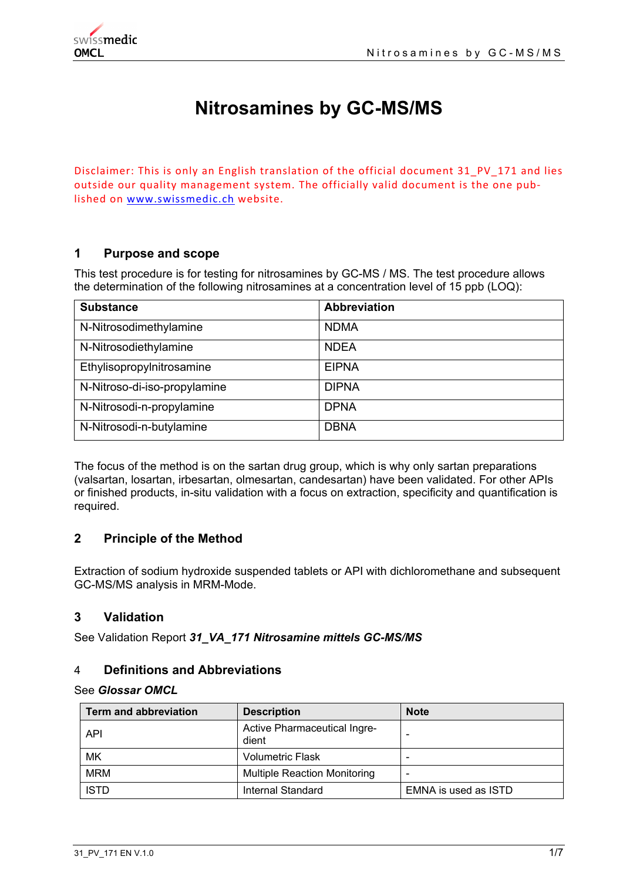# Nitrosamines by GC-MS/MS

Disclaimer: This is only an English translation of the official document 31_PV_171 and lies outside our quality management system. The officially valid document is the one published on [www.swissmedic.ch](http://www.swissmedic.ch) website.

## 1 Purpose and scope

This test procedure is for testing for nitrosamines by GC-MS / MS. The test procedure allows the determination of the following nitrosamines at a concentration level of 15 ppb (LOQ):

| Substance | Abbreviation |
|---|---|
| N-Nitrosodimethylamine | NDMA |
| N-Nitrosodiethylamine | NDEA |
| Ethylisopropylnitrosamine | EIPNA |
| N-Nitroso-di-iso-propylamine | DIPNA |
| N-Nitrosodi-n-propylamine | DPNA |
| N-Nitrosodi-n-butylamine | DBNA |

The focus of the method is on the sartan drug group, which is why only sartan preparations (valsartan, losartan, irbesartan, olmesartan, candesartan) have been validated. For other APIs or finished products, in-situ validation with a focus on extraction, specificity and quantification is required.

## 2 Principle of the Method

Extraction of sodium hydroxide suspended tablets or API with dichloromethane and subsequent GC-MS/MS analysis in MRM-Mode.

## 3 Validation

See Validation Report ***31_VA_171 Nitrosamine mittels GC-MS/MS***

## 4 Definitions and Abbreviations

See ***Glossar OMCL***

| Term and abbreviation | Description | Note |
|---|---|---|
| API | Active Pharmaceutical Ingredient | - |
| MK | Volumetric Flask | - |
| MRM | Multiple Reaction Monitoring | - |
| ISTD | Internal Standard | EMNA is used as ISTD |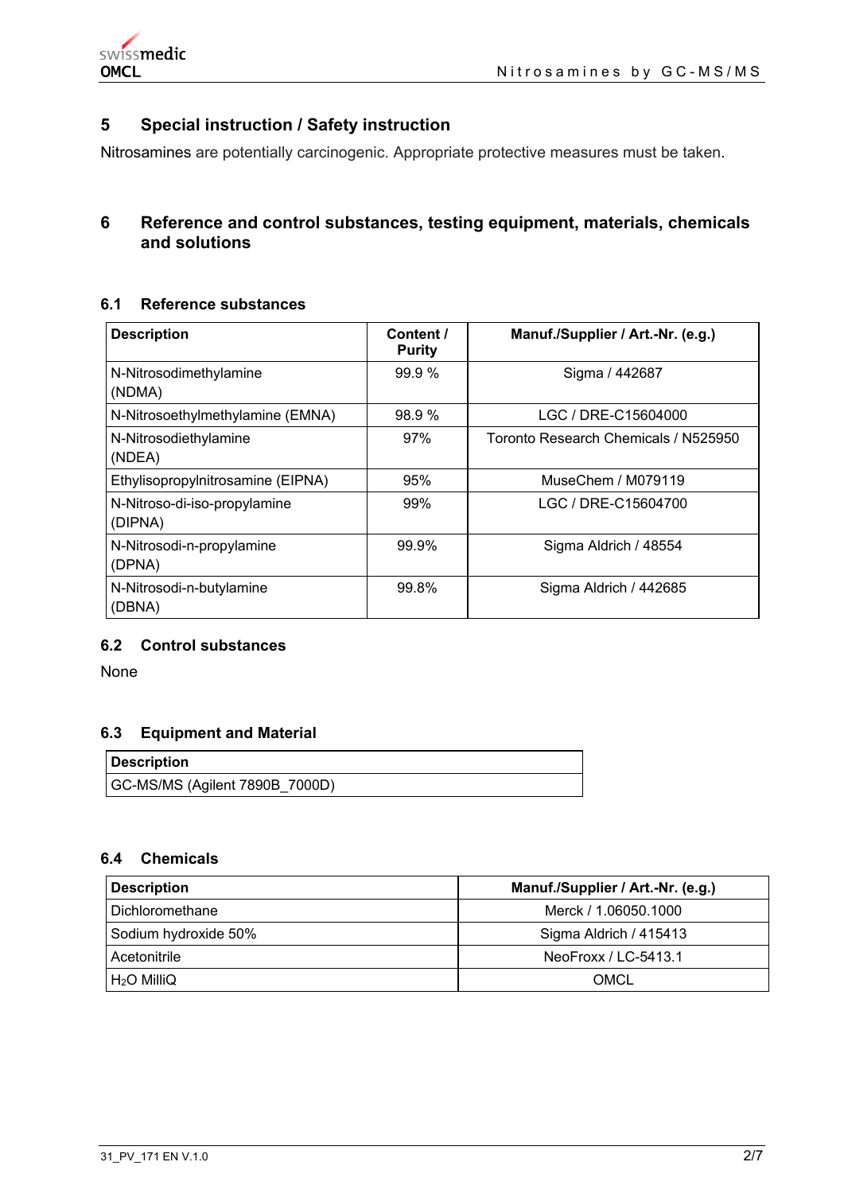## 5 Special instruction / Safety instruction

Nitrosamines are potentially carcinogenic. Appropriate protective measures must be taken.

## 6 Reference and control substances, testing equipment, materials, chemicals and solutions

### 6.1 Reference substances

| Description | Content / Purity | Manuf./Supplier / Art.-Nr. (e.g.) |
|---|---|---|
| N-Nitrosodimethylamine (NDMA) | 99.9 % | Sigma / 442687 |
| N-Nitrosoethylmethylamine (EMNA) | 98.9 % | LGC / DRE-C15604000 |
| N-Nitrosodiethylamine (NDEA) | 97% | Toronto Research Chemicals / N525950 |
| Ethylisopropylnitrosamine (EIPNA) | 95% | MuseChem / M079119 |
| N-Nitroso-di-iso-propylamine (DIPNA) | 99% | LGC / DRE-C15604700 |
| N-Nitrosodi-n-propylamine (DPNA) | 99.9% | Sigma Aldrich / 48554 |
| N-Nitrosodi-n-butylamine (DBNA) | 99.8% | Sigma Aldrich / 442685 |

### 6.2 Control substances

None

### 6.3 Equipment and Material

| Description |
|---|
| GC-MS/MS (Agilent 7890B_7000D) |

### 6.4 Chemicals

| Description | Manuf./Supplier / Art.-Nr. (e.g.) |
|---|---|
| Dichloromethane | Merck / 1.06050.1000 |
| Sodium hydroxide 50% | Sigma Aldrich / 415413 |
| Acetonitrile | NeoFroxx / LC-5413.1 |
| $H_2O$ MilliQ | OMCL |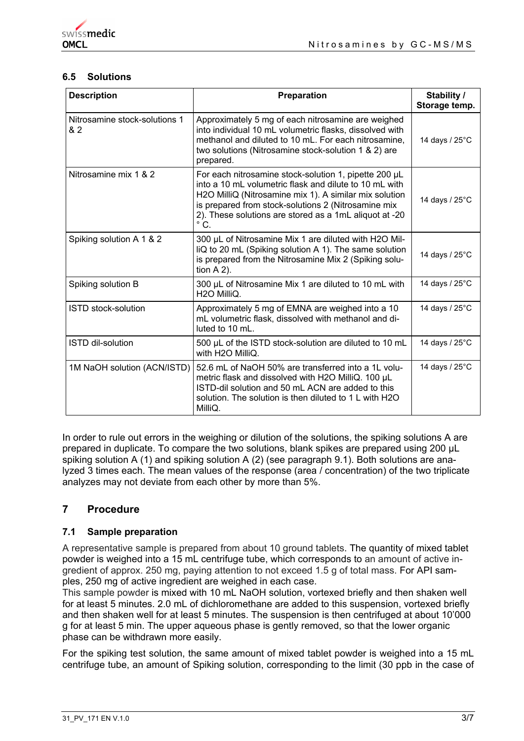### 6.5 Solutions

| Description | Preparation | Stability / Storage temp. |
|---|---|---|
| Nitrosamine stock-solutions 1 & 2 | Approximately 5 mg of each nitrosamine are weighed into individual 10 mL volumetric flasks, dissolved with methanol and diluted to 10 mL. For each nitrosamine, two solutions (Nitrosamine stock-solution 1 & 2) are prepared. | 14 days / 25°C |
| Nitrosamine mix 1 & 2 | For each nitrosamine stock-solution 1, pipette 200 µL into a 10 mL volumetric flask and dilute to 10 mL with H2O MilliQ (Nitrosamine mix 1). A similar mix solution is prepared from stock-solutions 2 (Nitrosamine mix 2). These solutions are stored as a 1mL aliquot at -20 ° C. | 14 days / 25°C |
| Spiking solution A 1 & 2 | 300 µL of Nitrosamine Mix 1 are diluted with H2O MilliQ to 20 mL (Spiking solution A 1). The same solution is prepared from the Nitrosamine Mix 2 (Spiking solution A 2). | 14 days / 25°C |
| Spiking solution B | 300 µL of Nitrosamine Mix 1 are diluted to 10 mL with H2O MilliQ. | 14 days / 25°C |
| ISTD stock-solution | Approximately 5 mg of EMNA are weighed into a 10 mL volumetric flask, dissolved with methanol and diluted to 10 mL. | 14 days / 25°C |
| ISTD dil-solution | 500 µL of the ISTD stock-solution are diluted to 10 mL with H2O MilliQ. | 14 days / 25°C |
| 1M NaOH solution (ACN/ISTD) | 52.6 mL of NaOH 50% are transferred into a 1L volumetric flask and dissolved with H2O MilliQ. 100 µL ISTD-dil solution and 50 mL ACN are added to this solution. The solution is then diluted to 1 L with H2O MilliQ. | 14 days / 25°C |

In order to rule out errors in the weighing or dilution of the solutions, the spiking solutions A are prepared in duplicate. To compare the two solutions, blank spikes are prepared using 200 µL spiking solution A (1) and spiking solution A (2) (see paragraph 9.1). Both solutions are analyzed 3 times each. The mean values of the response (area / concentration) of the two triplicate analyzes may not deviate from each other by more than 5%.

## 7 Procedure

### 7.1 Sample preparation

A representative sample is prepared from about 10 ground tablets. The quantity of mixed tablet powder is weighed into a 15 mL centrifuge tube, which corresponds to an amount of active ingredient of approx. 250 mg, paying attention to not exceed 1.5 g of total mass. For API samples, 250 mg of active ingredient are weighed in each case.

This sample powder is mixed with 10 mL NaOH solution, vortexed briefly and then shaken well for at least 5 minutes. 2.0 mL of dichloromethane are added to this suspension, vortexed briefly and then shaken well for at least 5 minutes. The suspension is then centrifuged at about 10'000 g for at least 5 min. The upper aqueous phase is gently removed, so that the lower organic phase can be withdrawn more easily.

For the spiking test solution, the same amount of mixed tablet powder is weighed into a 15 mL centrifuge tube, an amount of Spiking solution, corresponding to the limit (30 ppb in the case of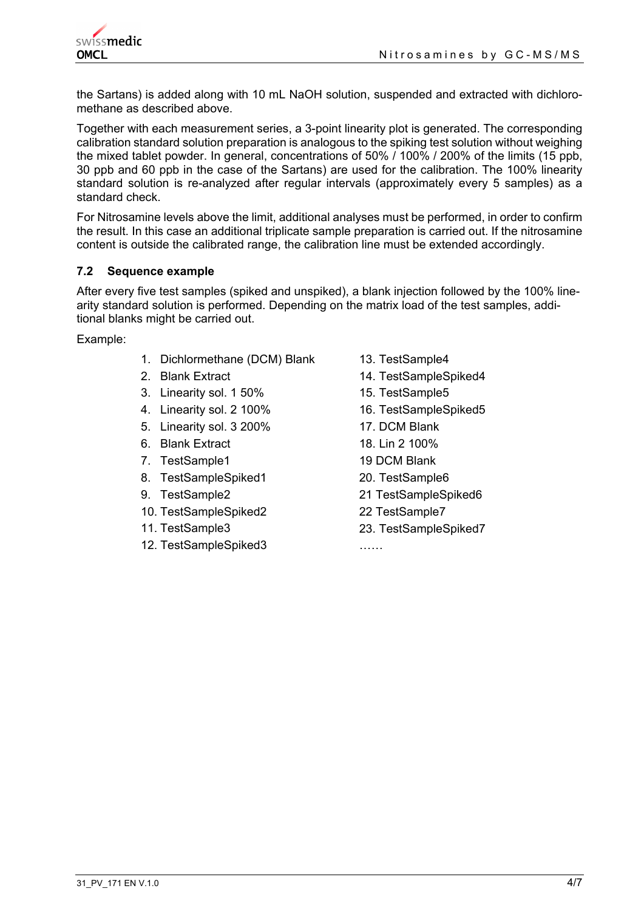the Sartans) is added along with 10 mL NaOH solution, suspended and extracted with dichloromethane as described above.

Together with each measurement series, a 3-point linearity plot is generated. The corresponding calibration standard solution preparation is analogous to the spiking test solution without weighing the mixed tablet powder. In general, concentrations of 50% / 100% / 200% of the limits (15 ppb, 30 ppb and 60 ppb in the case of the Sartans) are used for the calibration. The 100% linearity standard solution is re-analyzed after regular intervals (approximately every 5 samples) as a standard check.

For Nitrosamine levels above the limit, additional analyses must be performed, in order to confirm the result. In this case an additional triplicate sample preparation is carried out. If the nitrosamine content is outside the calibrated range, the calibration line must be extended accordingly.

### 7.2 Sequence example

After every five test samples (spiked and unspiked), a blank injection followed by the 100% linearity standard solution is performed. Depending on the matrix load of the test samples, additional blanks might be carried out.

Example:

1. Dichlormethane (DCM) Blank
2. Blank Extract
3. Linearity sol. 1 50%
4. Linearity sol. 2 100%
5. Linearity sol. 3 200%
6. Blank Extract
7. TestSample1
8. TestSampleSpiked1
9. TestSample2
10. TestSampleSpiked2
11. TestSample3
12. TestSampleSpiked3
13. TestSample4
14. TestSampleSpiked4
15. TestSample5
16. TestSampleSpiked5
17. DCM Blank
18. Lin 2 100%

19 DCM Blank

20. TestSample6

21 TestSampleSpiked6

22 TestSample7

23. TestSampleSpiked7

……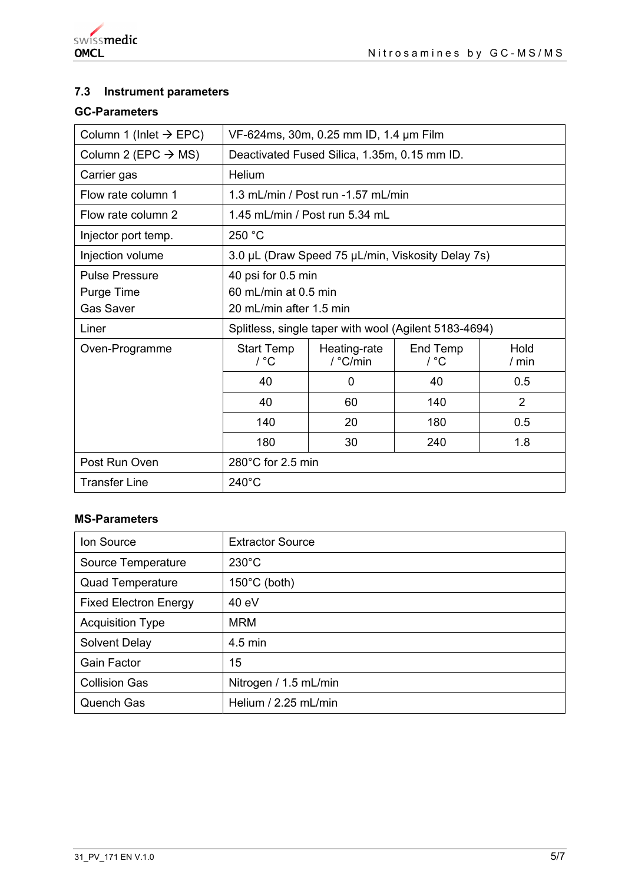### 7.3 Instrument parameters

**GC-Parameters**

| | | | | |
|---|---|---|---|---|
| Column 1 (Inlet → EPC) | VF-624ms, 30m, 0.25 mm ID, 1.4 µm Film | | | |
| Column 2 (EPC → MS) | Deactivated Fused Silica, 1.35m, 0.15 mm ID. | | | |
| Carrier gas | Helium | | | |
| Flow rate column 1 | 1.3 mL/min / Post run -1.57 mL/min | | | |
| Flow rate column 2 | 1.45 mL/min / Post run 5.34 mL | | | |
| Injector port temp. | 250 °C | | | |
| Injection volume | 3.0 µL (Draw Speed 75 µL/min, Viskosity Delay 7s) | | | |
| Pulse Pressure<br>Purge Time<br>Gas Saver | 40 psi for 0.5 min<br>60 mL/min at 0.5 min<br>20 mL/min after 1.5 min | | | |
| Liner | Splitless, single taper with wool (Agilent 5183-4694) | | | |
| Oven-Programme | Start Temp / °C | Heating-rate / °C/min | End Temp / °C | Hold / min |
| | 40 | 0 | 40 | 0.5 |
| | 40 | 60 | 140 | 2 |
| | 140 | 20 | 180 | 0.5 |
| | 180 | 30 | 240 | 1.8 |
| Post Run Oven | 280°C for 2.5 min | | | |
| Transfer Line | 240°C | | | |

**MS-Parameters**

| | |
|---|---|
| Ion Source | Extractor Source |
| Source Temperature | 230°C |
| Quad Temperature | 150°C (both) |
| Fixed Electron Energy | 40 eV |
| Acquisition Type | MRM |
| Solvent Delay | 4.5 min |
| Gain Factor | 15 |
| Collision Gas | Nitrogen / 1.5 mL/min |
| Quench Gas | Helium / 2.25 mL/min |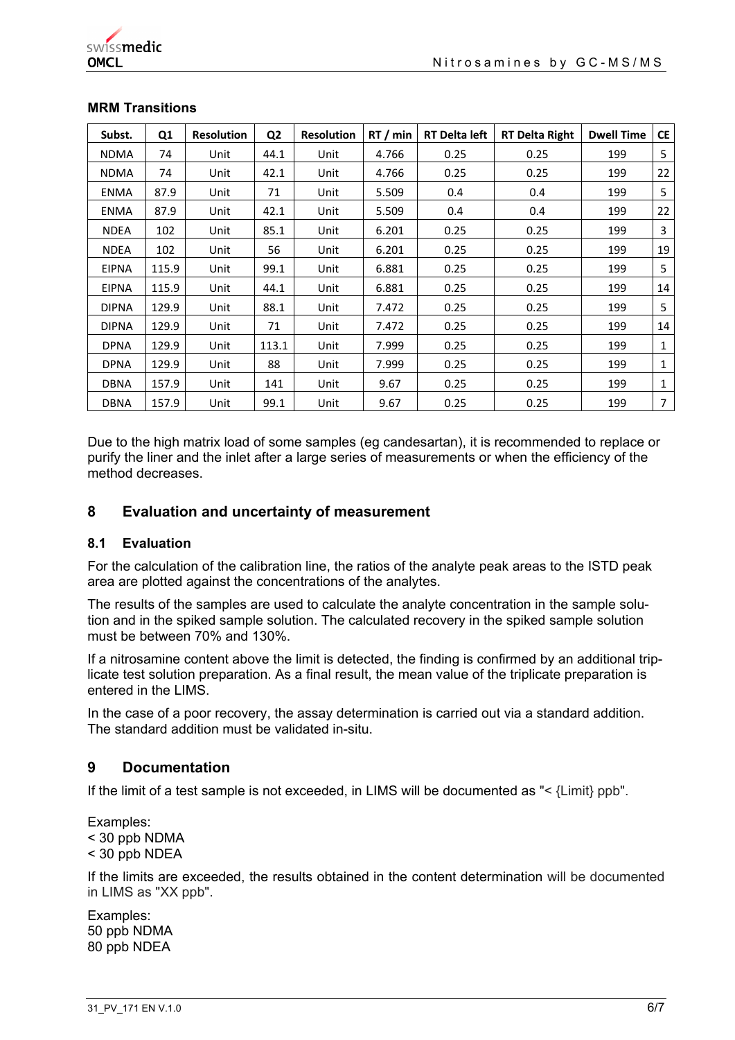**MRM Transitions**

| Subst. | Q1 | Resolution | Q2 | Resolution | RT / min | RT Delta left | RT Delta Right | Dwell Time | CE |
|---|---|---|---|---|---|---|---|---|---|
| NDMA | 74 | Unit | 44.1 | Unit | 4.766 | 0.25 | 0.25 | 199 | 5 |
| NDMA | 74 | Unit | 42.1 | Unit | 4.766 | 0.25 | 0.25 | 199 | 22 |
| ENMA | 87.9 | Unit | 71 | Unit | 5.509 | 0.4 | 0.4 | 199 | 5 |
| ENMA | 87.9 | Unit | 42.1 | Unit | 5.509 | 0.4 | 0.4 | 199 | 22 |
| NDEA | 102 | Unit | 85.1 | Unit | 6.201 | 0.25 | 0.25 | 199 | 3 |
| NDEA | 102 | Unit | 56 | Unit | 6.201 | 0.25 | 0.25 | 199 | 19 |
| EIPNA | 115.9 | Unit | 99.1 | Unit | 6.881 | 0.25 | 0.25 | 199 | 5 |
| EIPNA | 115.9 | Unit | 44.1 | Unit | 6.881 | 0.25 | 0.25 | 199 | 14 |
| DIPNA | 129.9 | Unit | 88.1 | Unit | 7.472 | 0.25 | 0.25 | 199 | 5 |
| DIPNA | 129.9 | Unit | 71 | Unit | 7.472 | 0.25 | 0.25 | 199 | 14 |
| DPNA | 129.9 | Unit | 113.1 | Unit | 7.999 | 0.25 | 0.25 | 199 | 1 |
| DPNA | 129.9 | Unit | 88 | Unit | 7.999 | 0.25 | 0.25 | 199 | 1 |
| DBNA | 157.9 | Unit | 141 | Unit | 9.67 | 0.25 | 0.25 | 199 | 1 |
| DBNA | 157.9 | Unit | 99.1 | Unit | 9.67 | 0.25 | 0.25 | 199 | 7 |

Due to the high matrix load of some samples (eg candesartan), it is recommended to replace or purify the liner and the inlet after a large series of measurements or when the efficiency of the method decreases.

## 8 Evaluation and uncertainty of measurement

### 8.1 Evaluation

For the calculation of the calibration line, the ratios of the analyte peak areas to the ISTD peak area are plotted against the concentrations of the analytes.

The results of the samples are used to calculate the analyte concentration in the sample solution and in the spiked sample solution. The calculated recovery in the spiked sample solution must be between 70% and 130%.

If a nitrosamine content above the limit is detected, the finding is confirmed by an additional triplicate test solution preparation. As a final result, the mean value of the triplicate preparation is entered in the LIMS.

In the case of a poor recovery, the assay determination is carried out via a standard addition. The standard addition must be validated in-situ.

## 9 Documentation

If the limit of a test sample is not exceeded, in LIMS will be documented as "< {Limit} ppb".

Examples:
< 30 ppb NDMA
< 30 ppb NDEA

If the limits are exceeded, the results obtained in the content determination will be documented in LIMS as "XX ppb".

Examples:
50 ppb NDMA
80 ppb NDEA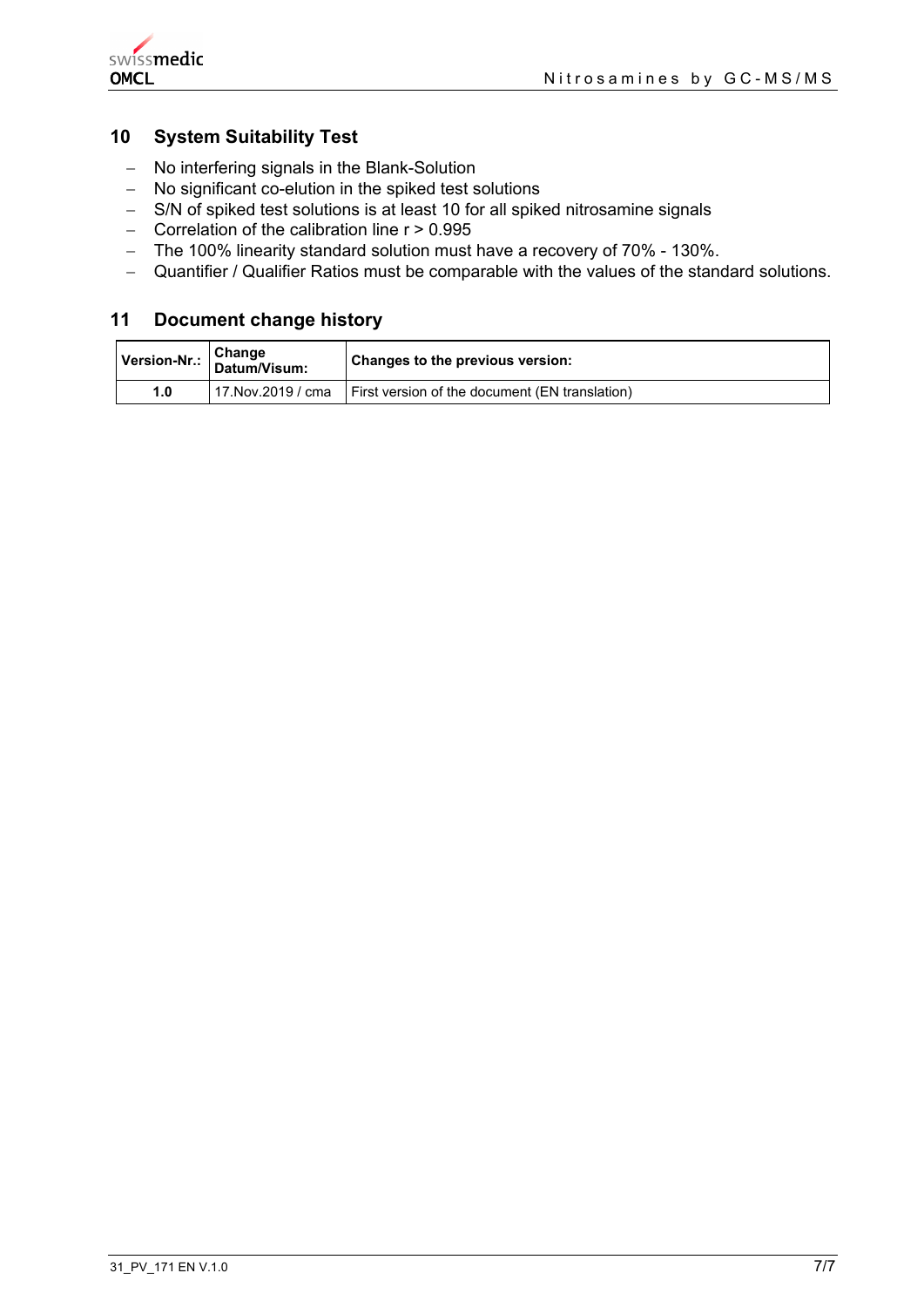## 10 System Suitability Test

- No interfering signals in the Blank-Solution
- No significant co-elution in the spiked test solutions
- S/N of spiked test solutions is at least 10 for all spiked nitrosamine signals
- Correlation of the calibration line r > 0.995
- The 100% linearity standard solution must have a recovery of 70% - 130%.
- Quantifier / Qualifier Ratios must be comparable with the values of the standard solutions.

## 11 Document change history

| Version-Nr.: | Change Datum/Visum: | Changes to the previous version: |
|---|---|---|
| 1.0 | 17.Nov.2019 / cma | First version of the document (EN translation) |